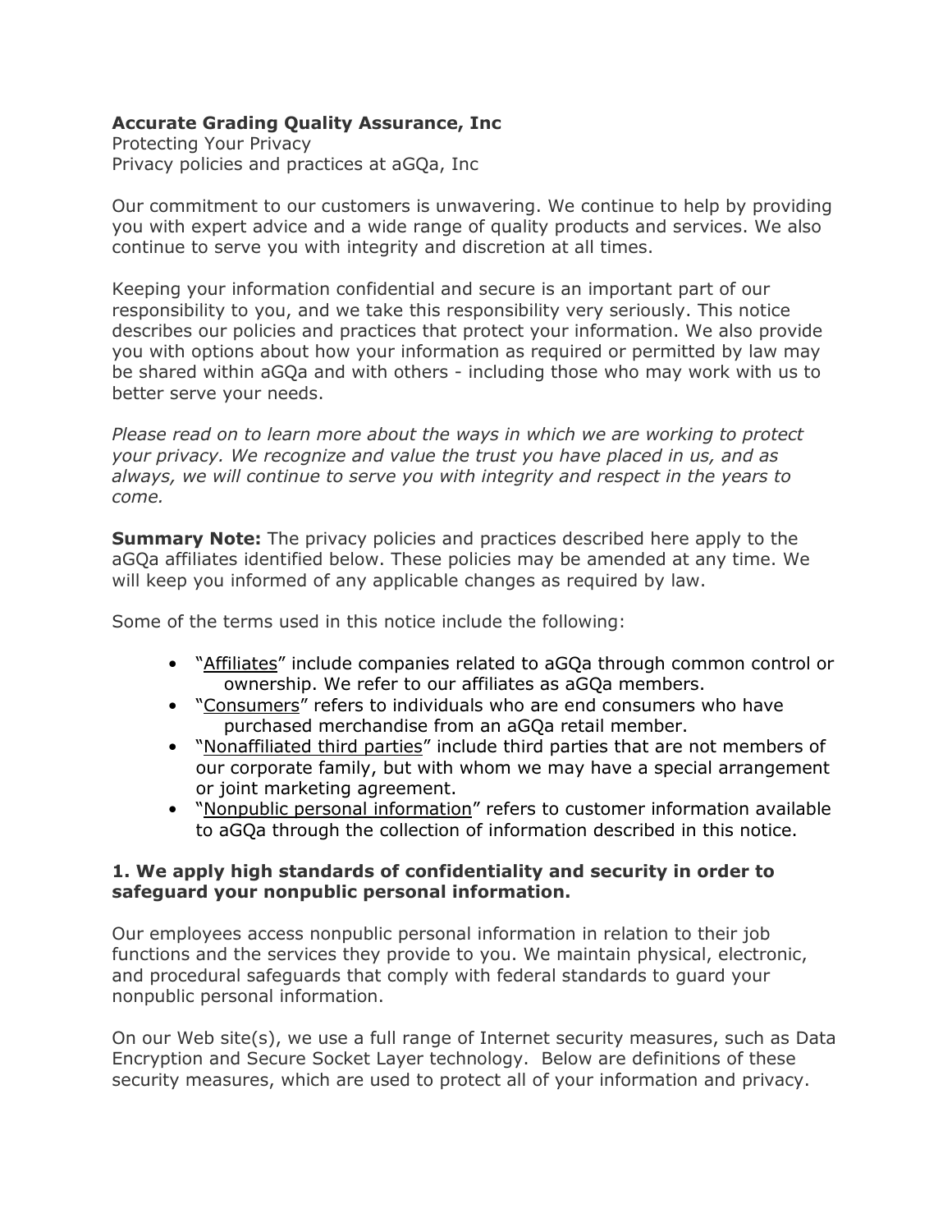**Accurate Grading Quality Assurance, Inc**
Protecting Your Privacy
Privacy policies and practices at aGQa, Inc

Our commitment to our customers is unwavering. We continue to help by providing you with expert advice and a wide range of quality products and services. We also continue to serve you with integrity and discretion at all times.

Keeping your information confidential and secure is an important part of our responsibility to you, and we take this responsibility very seriously. This notice describes our policies and practices that protect your information. We also provide you with options about how your information as required or permitted by law may be shared within aGQa and with others - including those who may work with us to better serve your needs.

*Please read on to learn more about the ways in which we are working to protect your privacy. We recognize and value the trust you have placed in us, and as always, we will continue to serve you with integrity and respect in the years to come.*

**Summary Note:** The privacy policies and practices described here apply to the aGQa affiliates identified below. These policies may be amended at any time. We will keep you informed of any applicable changes as required by law.

Some of the terms used in this notice include the following:

- "Affiliates" include companies related to aGQa through common control or ownership. We refer to our affiliates as aGQa members.
- "Consumers" refers to individuals who are end consumers who have purchased merchandise from an aGQa retail member.
- "Nonaffiliated third parties" include third parties that are not members of our corporate family, but with whom we may have a special arrangement or joint marketing agreement.
- "Nonpublic personal information" refers to customer information available to aGQa through the collection of information described in this notice.

### 1. We apply high standards of confidentiality and security in order to safeguard your nonpublic personal information.

Our employees access nonpublic personal information in relation to their job functions and the services they provide to you. We maintain physical, electronic, and procedural safeguards that comply with federal standards to guard your nonpublic personal information.

On our Web site(s), we use a full range of Internet security measures, such as Data Encryption and Secure Socket Layer technology. Below are definitions of these security measures, which are used to protect all of your information and privacy.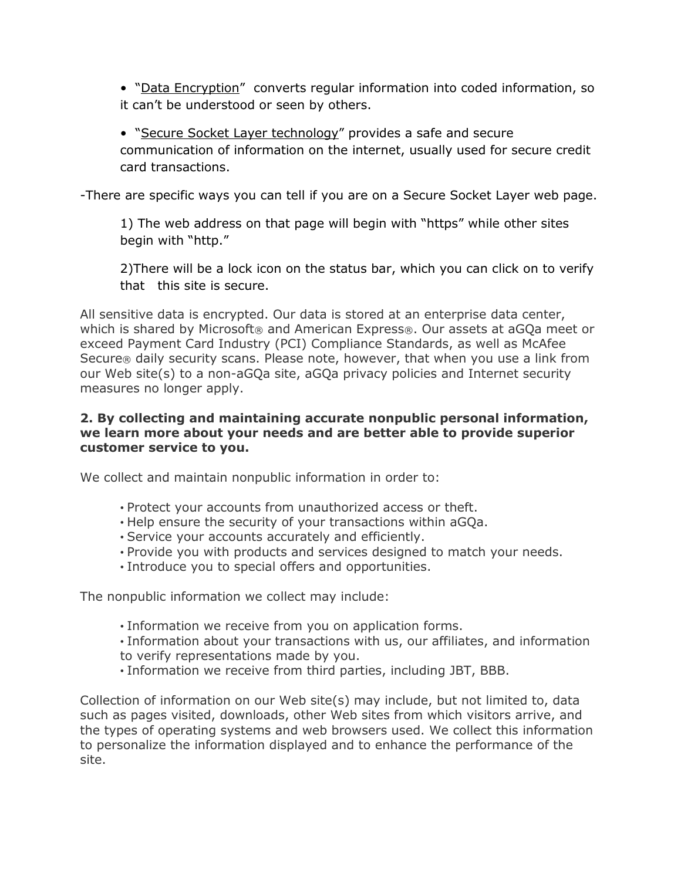- "<u>Data Encryption</u>" converts regular information into coded information, so it can't be understood or seen by others.

- "<u>Secure Socket Layer technology</u>" provides a safe and secure communication of information on the internet, usually used for secure credit card transactions.

-There are specific ways you can tell if you are on a Secure Socket Layer web page.

> 1) The web address on that page will begin with "https" while other sites begin with "http."
>
> 2)There will be a lock icon on the status bar, which you can click on to verify that this site is secure.

All sensitive data is encrypted. Our data is stored at an enterprise data center, which is shared by Microsoft® and American Express®. Our assets at aGQa meet or exceed Payment Card Industry (PCI) Compliance Standards, as well as McAfee Secure® daily security scans. Please note, however, that when you use a link from our Web site(s) to a non-aGQa site, aGQa privacy policies and Internet security measures no longer apply.

**2. By collecting and maintaining accurate nonpublic personal information, we learn more about your needs and are better able to provide superior customer service to you.**

We collect and maintain nonpublic information in order to:

- Protect your accounts from unauthorized access or theft.
- Help ensure the security of your transactions within aGQa.
- Service your accounts accurately and efficiently.
- Provide you with products and services designed to match your needs.
- Introduce you to special offers and opportunities.

The nonpublic information we collect may include:

- Information we receive from you on application forms.
- Information about your transactions with us, our affiliates, and information to verify representations made by you.
- Information we receive from third parties, including JBT, BBB.

Collection of information on our Web site(s) may include, but not limited to, data such as pages visited, downloads, other Web sites from which visitors arrive, and the types of operating systems and web browsers used. We collect this information to personalize the information displayed and to enhance the performance of the site.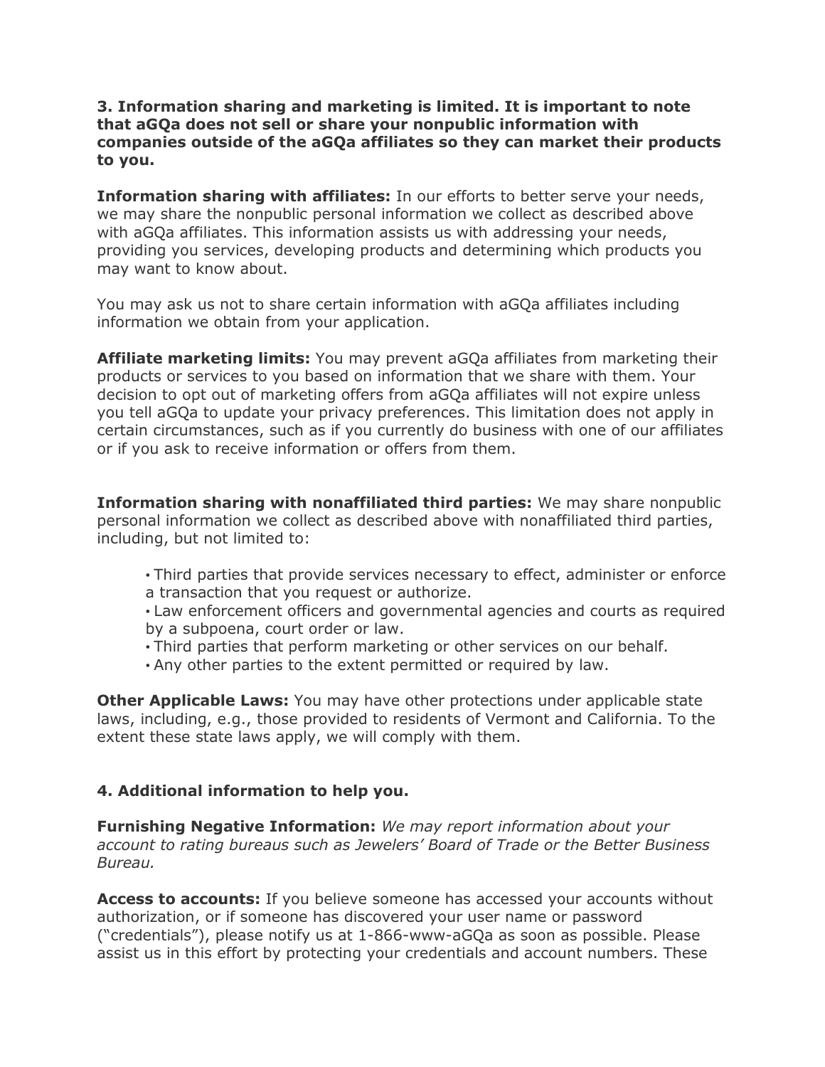**3. Information sharing and marketing is limited. It is important to note that aGQa does not sell or share your nonpublic information with companies outside of the aGQa affiliates so they can market their products to you.**

**Information sharing with affiliates:** In our efforts to better serve your needs, we may share the nonpublic personal information we collect as described above with aGQa affiliates. This information assists us with addressing your needs, providing you services, developing products and determining which products you may want to know about.

You may ask us not to share certain information with aGQa affiliates including information we obtain from your application.

**Affiliate marketing limits:** You may prevent aGQa affiliates from marketing their products or services to you based on information that we share with them. Your decision to opt out of marketing offers from aGQa affiliates will not expire unless you tell aGQa to update your privacy preferences. This limitation does not apply in certain circumstances, such as if you currently do business with one of our affiliates or if you ask to receive information or offers from them.

**Information sharing with nonaffiliated third parties:** We may share nonpublic personal information we collect as described above with nonaffiliated third parties, including, but not limited to:

- Third parties that provide services necessary to effect, administer or enforce a transaction that you request or authorize.
- Law enforcement officers and governmental agencies and courts as required by a subpoena, court order or law.
- Third parties that perform marketing or other services on our behalf.
- Any other parties to the extent permitted or required by law.

**Other Applicable Laws:** You may have other protections under applicable state laws, including, e.g., those provided to residents of Vermont and California. To the extent these state laws apply, we will comply with them.

**4. Additional information to help you.**

**Furnishing Negative Information:** *We may report information about your account to rating bureaus such as Jewelers' Board of Trade or the Better Business Bureau.*

**Access to accounts:** If you believe someone has accessed your accounts without authorization, or if someone has discovered your user name or password ("credentials"), please notify us at 1-866-www-aGQa as soon as possible. Please assist us in this effort by protecting your credentials and account numbers. These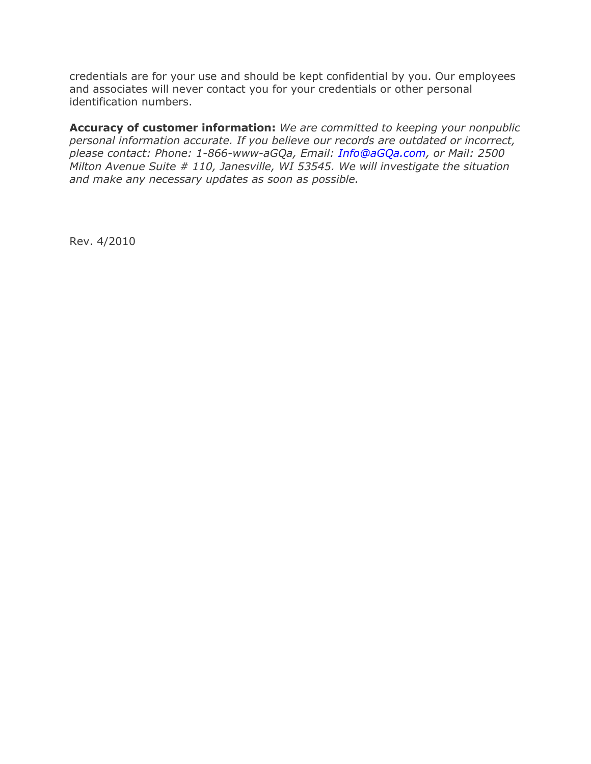credentials are for your use and should be kept confidential by you. Our employees and associates will never contact you for your credentials or other personal identification numbers.

**Accuracy of customer information:** *We are committed to keeping your nonpublic personal information accurate. If you believe our records are outdated or incorrect, please contact: Phone: 1-866-www-aGQa, Email: Info@aGQa.com, or Mail: 2500 Milton Avenue Suite # 110, Janesville, WI 53545. We will investigate the situation and make any necessary updates as soon as possible.*

Rev. 4/2010